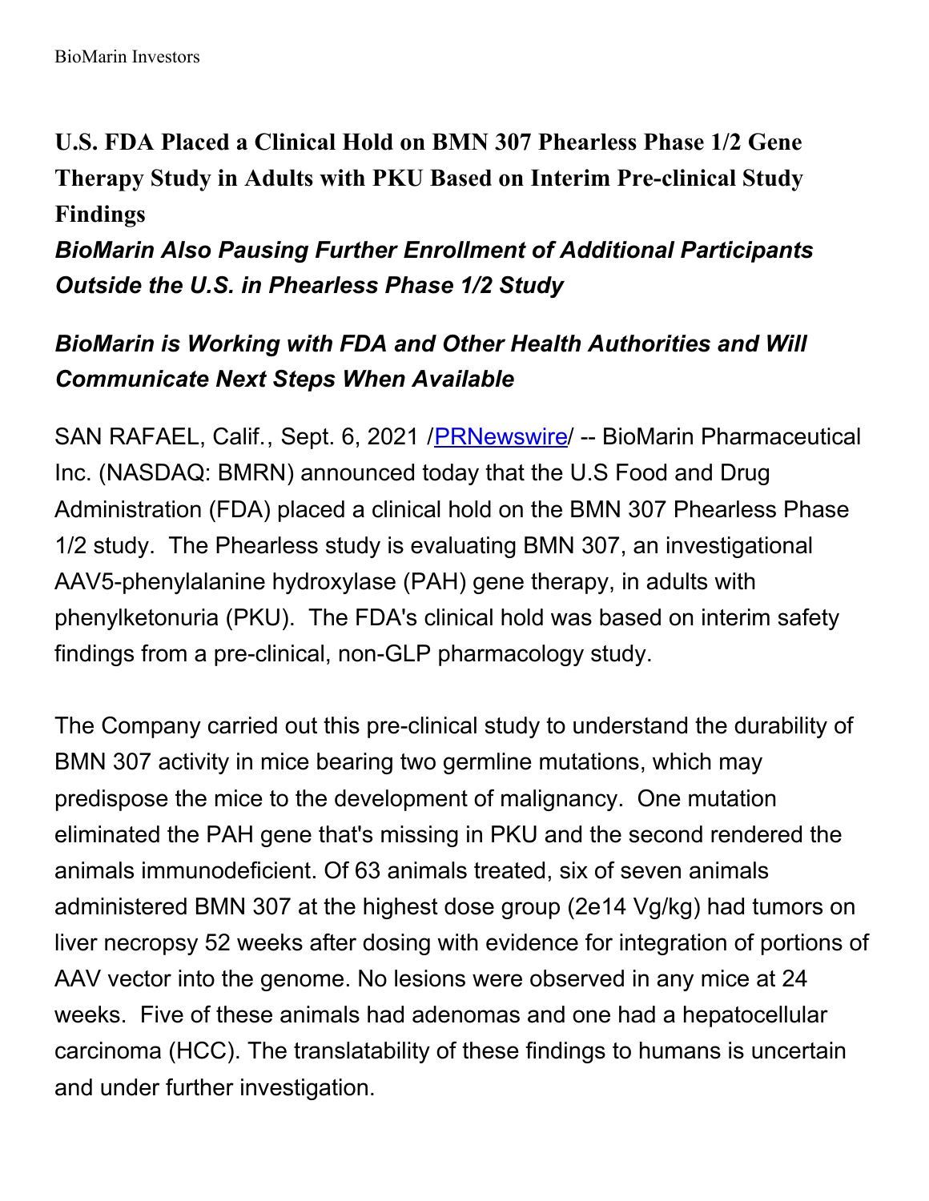# U.S. FDA Placed a Clinical Hold on BMN 307 Phearless Phase 1/2 Gene Therapy Study in Adults with PKU Based on Interim Pre-clinical Study Findings

***BioMarin Also Pausing Further Enrollment of Additional Participants Outside the U.S. in Phearless Phase 1/2 Study***

***BioMarin is Working with FDA and Other Health Authorities and Will Communicate Next Steps When Available***

SAN RAFAEL, Calif., Sept. 6, 2021 /PRNewswire/ -- BioMarin Pharmaceutical Inc. (NASDAQ: BMRN) announced today that the U.S Food and Drug Administration (FDA) placed a clinical hold on the BMN 307 Phearless Phase 1/2 study. The Phearless study is evaluating BMN 307, an investigational AAV5-phenylalanine hydroxylase (PAH) gene therapy, in adults with phenylketonuria (PKU). The FDA's clinical hold was based on interim safety findings from a pre-clinical, non-GLP pharmacology study.

The Company carried out this pre-clinical study to understand the durability of BMN 307 activity in mice bearing two germline mutations, which may predispose the mice to the development of malignancy. One mutation eliminated the PAH gene that's missing in PKU and the second rendered the animals immunodeficient. Of 63 animals treated, six of seven animals administered BMN 307 at the highest dose group (2e14 Vg/kg) had tumors on liver necropsy 52 weeks after dosing with evidence for integration of portions of AAV vector into the genome. No lesions were observed in any mice at 24 weeks. Five of these animals had adenomas and one had a hepatocellular carcinoma (HCC). The translatability of these findings to humans is uncertain and under further investigation.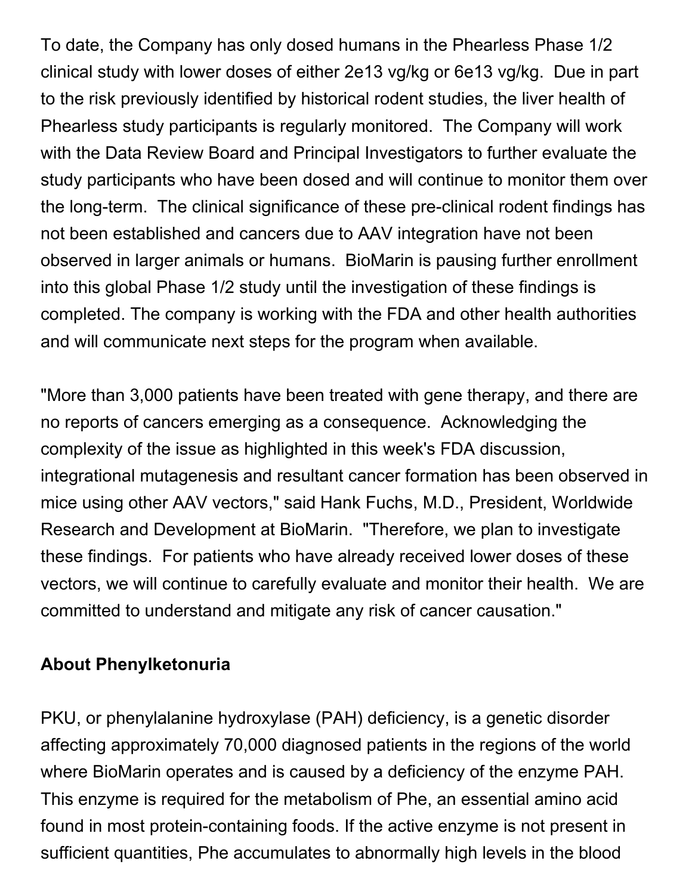To date, the Company has only dosed humans in the Phearless Phase 1/2 clinical study with lower doses of either 2e13 vg/kg or 6e13 vg/kg. Due in part to the risk previously identified by historical rodent studies, the liver health of Phearless study participants is regularly monitored. The Company will work with the Data Review Board and Principal Investigators to further evaluate the study participants who have been dosed and will continue to monitor them over the long-term. The clinical significance of these pre-clinical rodent findings has not been established and cancers due to AAV integration have not been observed in larger animals or humans. BioMarin is pausing further enrollment into this global Phase 1/2 study until the investigation of these findings is completed. The company is working with the FDA and other health authorities and will communicate next steps for the program when available.

"More than 3,000 patients have been treated with gene therapy, and there are no reports of cancers emerging as a consequence. Acknowledging the complexity of the issue as highlighted in this week's FDA discussion, integrational mutagenesis and resultant cancer formation has been observed in mice using other AAV vectors," said Hank Fuchs, M.D., President, Worldwide Research and Development at BioMarin. "Therefore, we plan to investigate these findings. For patients who have already received lower doses of these vectors, we will continue to carefully evaluate and monitor their health. We are committed to understand and mitigate any risk of cancer causation."

**About Phenylketonuria**

PKU, or phenylalanine hydroxylase (PAH) deficiency, is a genetic disorder affecting approximately 70,000 diagnosed patients in the regions of the world where BioMarin operates and is caused by a deficiency of the enzyme PAH. This enzyme is required for the metabolism of Phe, an essential amino acid found in most protein-containing foods. If the active enzyme is not present in sufficient quantities, Phe accumulates to abnormally high levels in the blood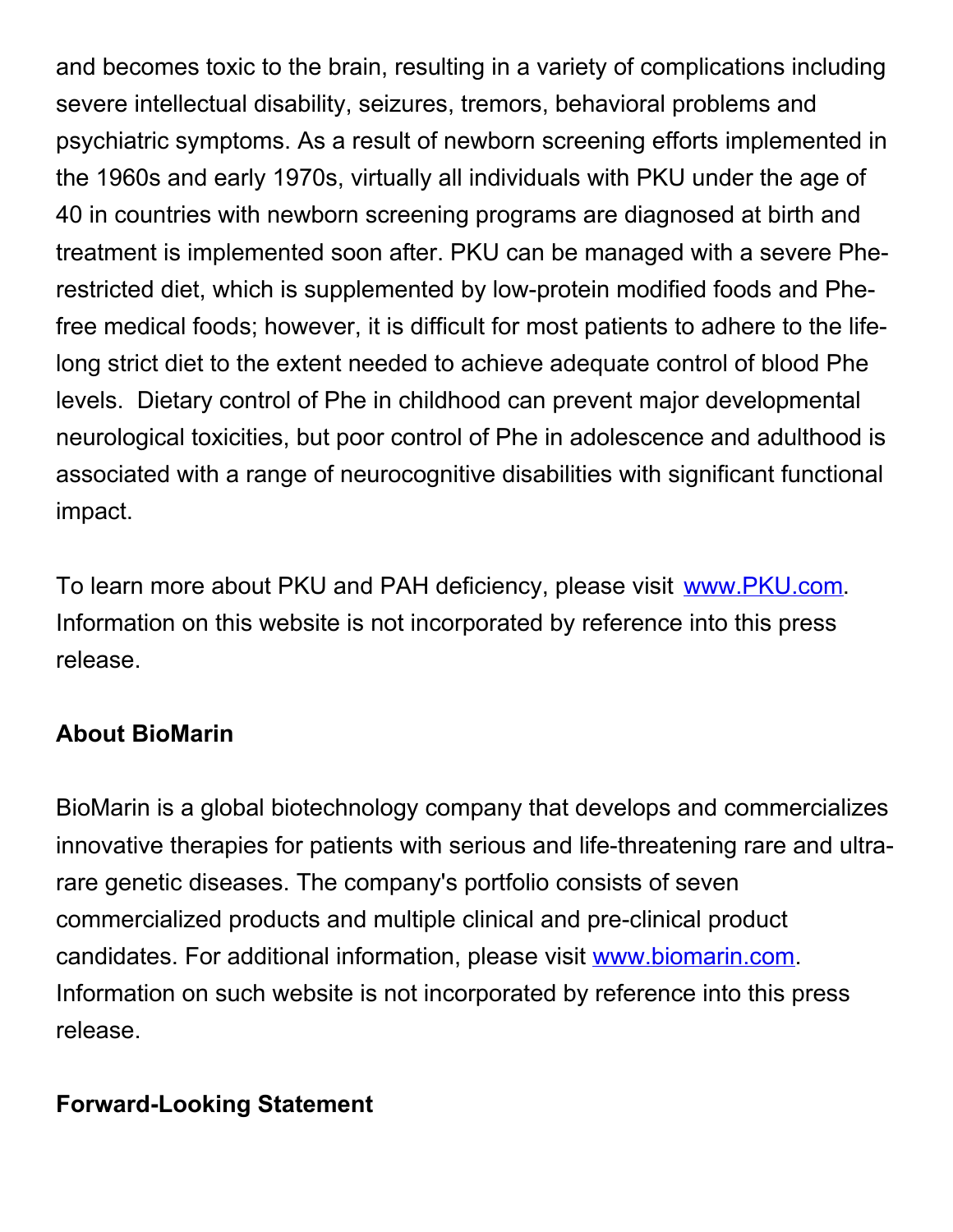and becomes toxic to the brain, resulting in a variety of complications including severe intellectual disability, seizures, tremors, behavioral problems and psychiatric symptoms. As a result of newborn screening efforts implemented in the 1960s and early 1970s, virtually all individuals with PKU under the age of 40 in countries with newborn screening programs are diagnosed at birth and treatment is implemented soon after. PKU can be managed with a severe Phe-restricted diet, which is supplemented by low-protein modified foods and Phe-free medical foods; however, it is difficult for most patients to adhere to the life-long strict diet to the extent needed to achieve adequate control of blood Phe levels. Dietary control of Phe in childhood can prevent major developmental neurological toxicities, but poor control of Phe in adolescence and adulthood is associated with a range of neurocognitive disabilities with significant functional impact.

To learn more about PKU and PAH deficiency, please visit [www.PKU.com](http://www.PKU.com). Information on this website is not incorporated by reference into this press release.

**About BioMarin**

BioMarin is a global biotechnology company that develops and commercializes innovative therapies for patients with serious and life-threatening rare and ultra-rare genetic diseases. The company's portfolio consists of seven commercialized products and multiple clinical and pre-clinical product candidates. For additional information, please visit [www.biomarin.com](http://www.biomarin.com). Information on such website is not incorporated by reference into this press release.

**Forward-Looking Statement**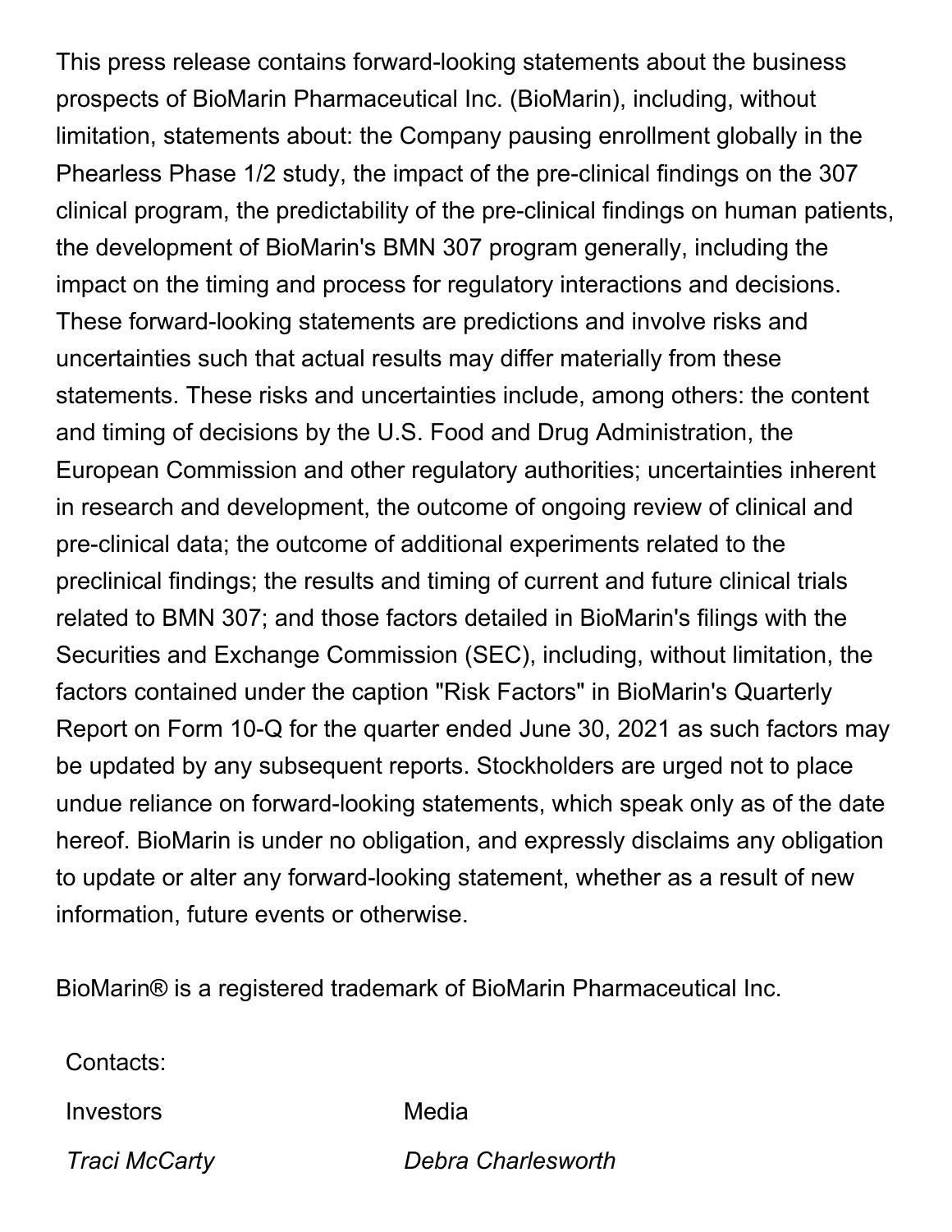This press release contains forward-looking statements about the business prospects of BioMarin Pharmaceutical Inc. (BioMarin), including, without limitation, statements about: the Company pausing enrollment globally in the Phearless Phase 1/2 study, the impact of the pre-clinical findings on the 307 clinical program, the predictability of the pre-clinical findings on human patients, the development of BioMarin's BMN 307 program generally, including the impact on the timing and process for regulatory interactions and decisions. These forward-looking statements are predictions and involve risks and uncertainties such that actual results may differ materially from these statements. These risks and uncertainties include, among others: the content and timing of decisions by the U.S. Food and Drug Administration, the European Commission and other regulatory authorities; uncertainties inherent in research and development, the outcome of ongoing review of clinical and pre-clinical data; the outcome of additional experiments related to the preclinical findings; the results and timing of current and future clinical trials related to BMN 307; and those factors detailed in BioMarin's filings with the Securities and Exchange Commission (SEC), including, without limitation, the factors contained under the caption "Risk Factors" in BioMarin's Quarterly Report on Form 10-Q for the quarter ended June 30, 2021 as such factors may be updated by any subsequent reports. Stockholders are urged not to place undue reliance on forward-looking statements, which speak only as of the date hereof. BioMarin is under no obligation, and expressly disclaims any obligation to update or alter any forward-looking statement, whether as a result of new information, future events or otherwise.

BioMarin® is a registered trademark of BioMarin Pharmaceutical Inc.

Contacts:

| Investors | Media |
|---|---|
| *Traci McCarty* | *Debra Charlesworth* |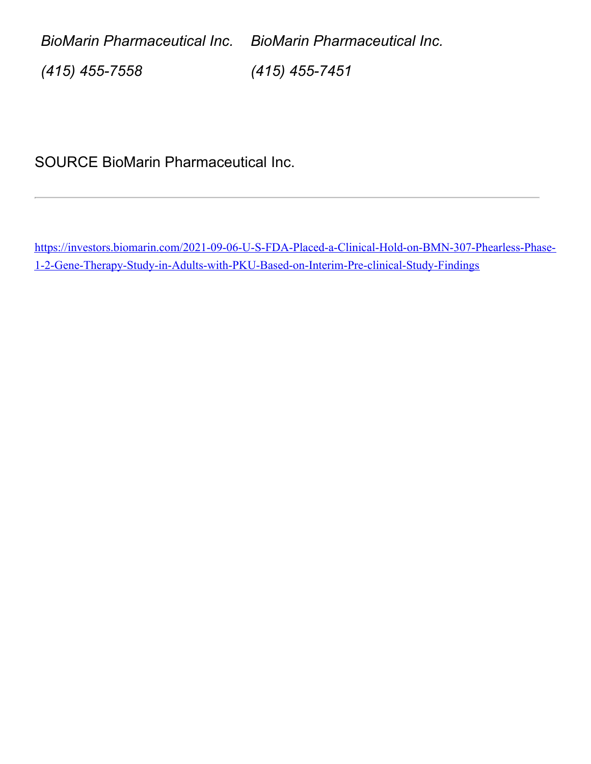| | |
|---|---|
| *BioMarin Pharmaceutical Inc.* | *BioMarin Pharmaceutical Inc.* |
| *(415) 455-7558* | *(415) 455-7451* |

SOURCE BioMarin Pharmaceutical Inc.

---

https://investors.biomarin.com/2021-09-06-U-S-FDA-Placed-a-Clinical-Hold-on-BMN-307-Phearless-Phase-1-2-Gene-Therapy-Study-in-Adults-with-PKU-Based-on-Interim-Pre-clinical-Study-Findings